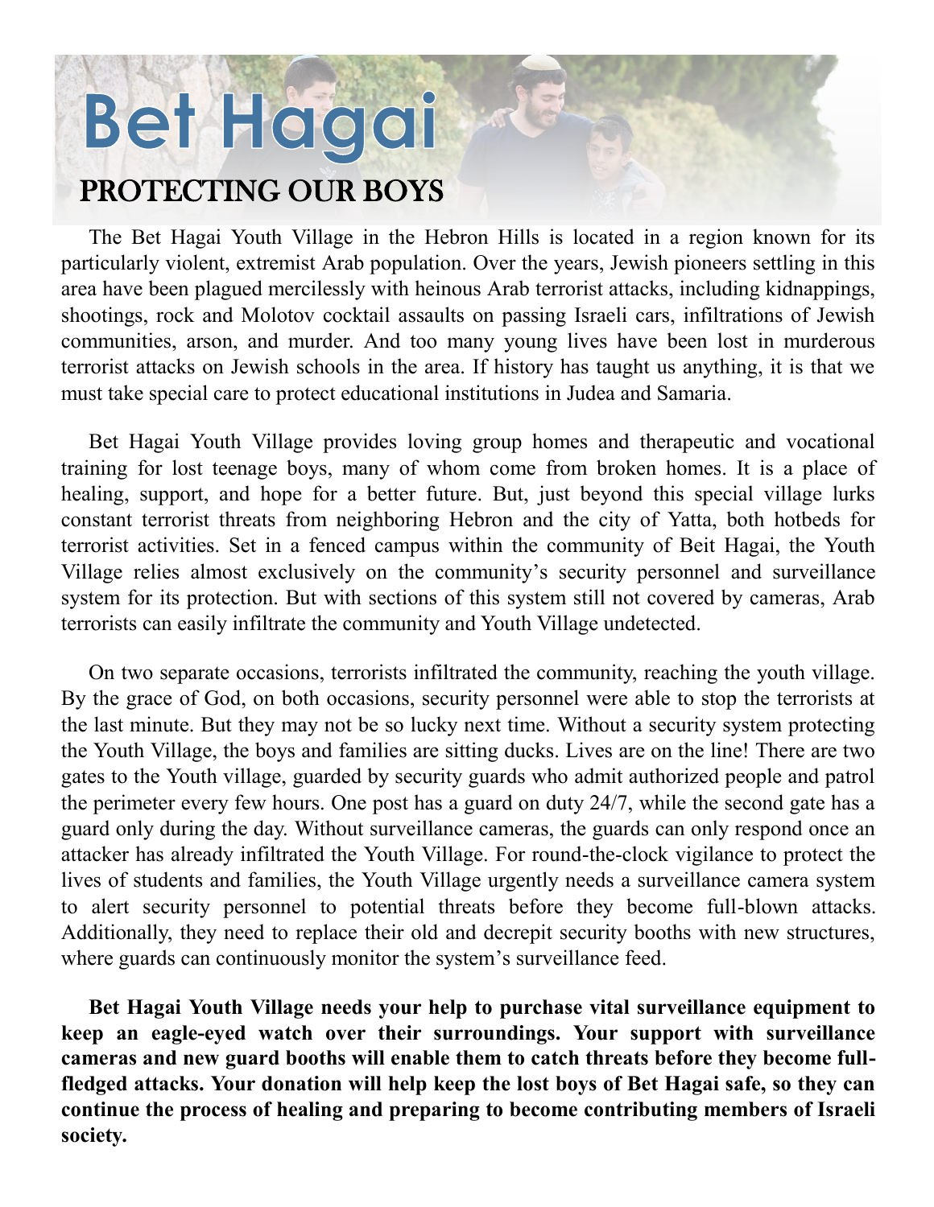# Bet Hagai

## PROTECTING OUR BOYS

The Bet Hagai Youth Village in the Hebron Hills is located in a region known for its particularly violent, extremist Arab population. Over the years, Jewish pioneers settling in this area have been plagued mercilessly with heinous Arab terrorist attacks, including kidnappings, shootings, rock and Molotov cocktail assaults on passing Israeli cars, infiltrations of Jewish communities, arson, and murder. And too many young lives have been lost in murderous terrorist attacks on Jewish schools in the area. If history has taught us anything, it is that we must take special care to protect educational institutions in Judea and Samaria.

Bet Hagai Youth Village provides loving group homes and therapeutic and vocational training for lost teenage boys, many of whom come from broken homes. It is a place of healing, support, and hope for a better future. But, just beyond this special village lurks constant terrorist threats from neighboring Hebron and the city of Yatta, both hotbeds for terrorist activities. Set in a fenced campus within the community of Beit Hagai, the Youth Village relies almost exclusively on the community's security personnel and surveillance system for its protection. But with sections of this system still not covered by cameras, Arab terrorists can easily infiltrate the community and Youth Village undetected.

On two separate occasions, terrorists infiltrated the community, reaching the youth village. By the grace of God, on both occasions, security personnel were able to stop the terrorists at the last minute. But they may not be so lucky next time. Without a security system protecting the Youth Village, the boys and families are sitting ducks. Lives are on the line! There are two gates to the Youth village, guarded by security guards who admit authorized people and patrol the perimeter every few hours. One post has a guard on duty 24/7, while the second gate has a guard only during the day. Without surveillance cameras, the guards can only respond once an attacker has already infiltrated the Youth Village. For round-the-clock vigilance to protect the lives of students and families, the Youth Village urgently needs a surveillance camera system to alert security personnel to potential threats before they become full-blown attacks. Additionally, they need to replace their old and decrepit security booths with new structures, where guards can continuously monitor the system's surveillance feed.

**Bet Hagai Youth Village needs your help to purchase vital surveillance equipment to keep an eagle-eyed watch over their surroundings. Your support with surveillance cameras and new guard booths will enable them to catch threats before they become full-fledged attacks. Your donation will help keep the lost boys of Bet Hagai safe, so they can continue the process of healing and preparing to become contributing members of Israeli society.**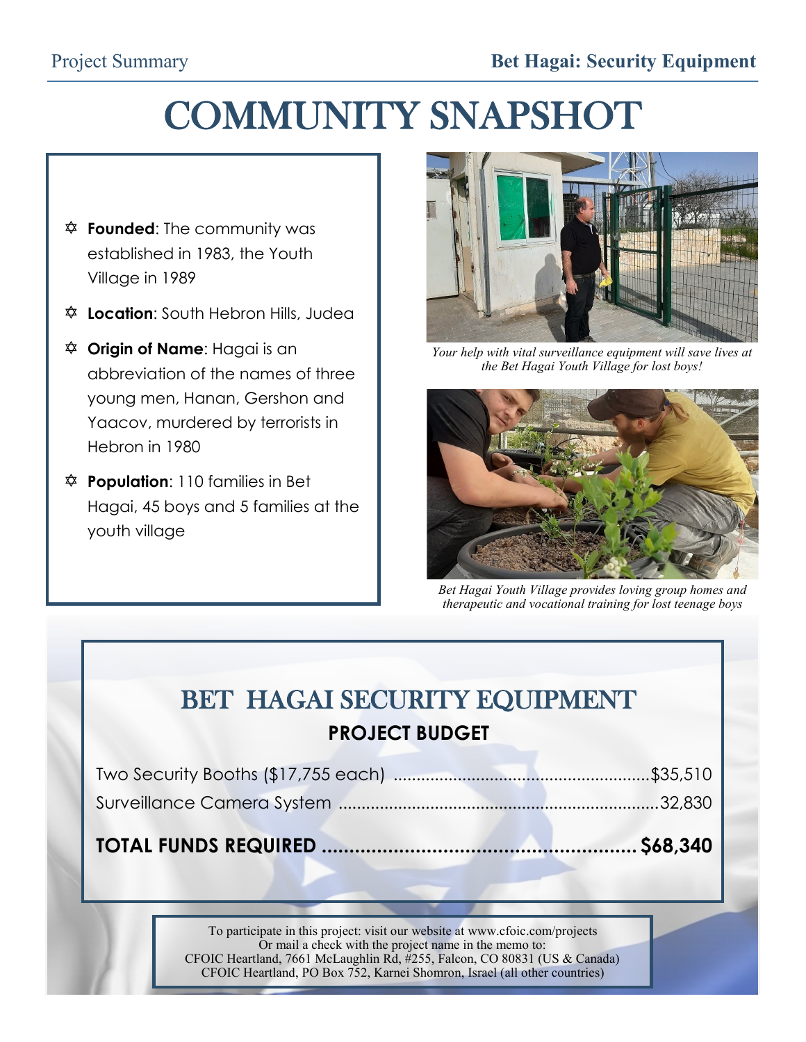# COMMUNITY SNAPSHOT

- ✡ **Founded**: The community was established in 1983, the Youth Village in 1989
- ✡ **Location**: South Hebron Hills, Judea
- ✡ **Origin of Name**: Hagai is an abbreviation of the names of three young men, Hanan, Gershon and Yaacov, murdered by terrorists in Hebron in 1980
- ✡ **Population**: 110 families in Bet Hagai, 45 boys and 5 families at the youth village

*Your help with vital surveillance equipment will save lives at the Bet Hagai Youth Village for lost boys!*

*Bet Hagai Youth Village provides loving group homes and therapeutic and vocational training for lost teenage boys*

## BET HAGAI SECURITY EQUIPMENT

### PROJECT BUDGET

| | |
|---|---|
| Two Security Booths ($17,755 each) | $35,510 |
| Surveillance Camera System | 32,830 |
| **TOTAL FUNDS REQUIRED** | **$68,340** |

To participate in this project: visit our website at www.cfoic.com/projects
Or mail a check with the project name in the memo to:
CFOIC Heartland, 7661 McLaughlin Rd, #255, Falcon, CO 80831 (US & Canada)
CFOIC Heartland, PO Box 752, Karnei Shomron, Israel (all other countries)